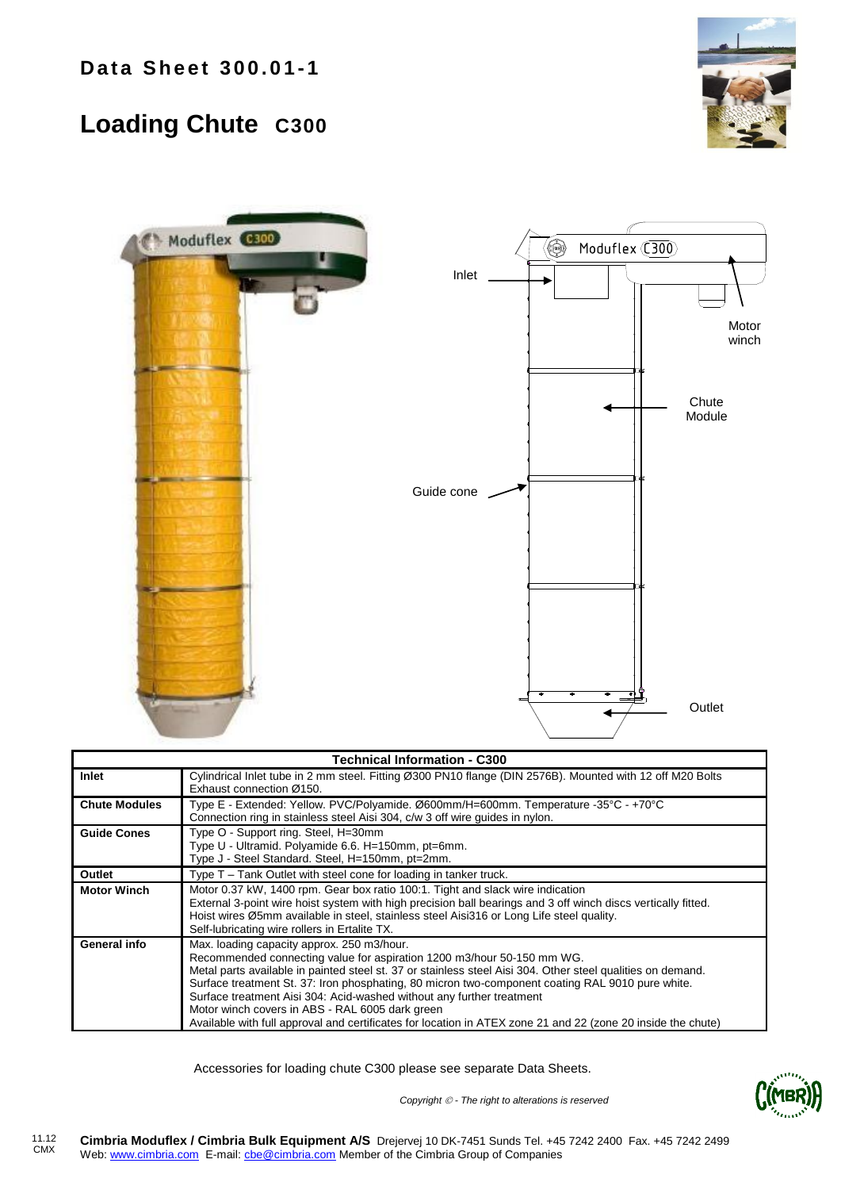# Data Sheet 300.01-1

## Loading Chute C300

Inlet

Motor winch

Chute Module

Guide cone

Outlet

| Technical Information - C300 | |
|---|---|
| **Inlet** | Cylindrical Inlet tube in 2 mm steel. Fitting Ø300 PN10 flange (DIN 2576B). Mounted with 12 off M20 Bolts<br>Exhaust connection Ø150. |
| **Chute Modules** | Type E - Extended: Yellow. PVC/Polyamide. Ø600mm/H=600mm. Temperature -35°C - +70°C<br>Connection ring in stainless steel Aisi 304, c/w 3 off wire guides in nylon. |
| **Guide Cones** | Type O - Support ring. Steel, H=30mm<br>Type U - Ultramid. Polyamide 6.6. H=150mm, pt=6mm.<br>Type J - Steel Standard. Steel, H=150mm, pt=2mm. |
| **Outlet** | Type T – Tank Outlet with steel cone for loading in tanker truck. |
| **Motor Winch** | Motor 0.37 kW, 1400 rpm. Gear box ratio 100:1. Tight and slack wire indication<br>External 3-point wire hoist system with high precision ball bearings and 3 off winch discs vertically fitted.<br>Hoist wires Ø5mm available in steel, stainless steel Aisi316 or Long Life steel quality.<br>Self-lubricating wire rollers in Ertalite TX. |
| **General info** | Max. loading capacity approx. 250 m3/hour.<br>Recommended connecting value for aspiration 1200 m3/hour 50-150 mm WG.<br>Metal parts available in painted steel st. 37 or stainless steel Aisi 304. Other steel qualities on demand.<br>Surface treatment St. 37: Iron phosphating, 80 micron two-component coating RAL 9010 pure white.<br>Surface treatment Aisi 304: Acid-washed without any further treatment<br>Motor winch covers in ABS - RAL 6005 dark green<br>Available with full approval and certificates for location in ATEX zone 21 and 22 (zone 20 inside the chute) |

Accessories for loading chute C300 please see separate Data Sheets.

*Copyright © - The right to alterations is reserved*

11.12
CMX

**Cimbria Moduflex / Cimbria Bulk Equipment A/S** Drejervej 10 DK-7451 Sunds Tel. +45 7242 2400 Fax. +45 7242 2499
Web: www.cimbria.com E-mail: cbe@cimbria.com Member of the Cimbria Group of Companies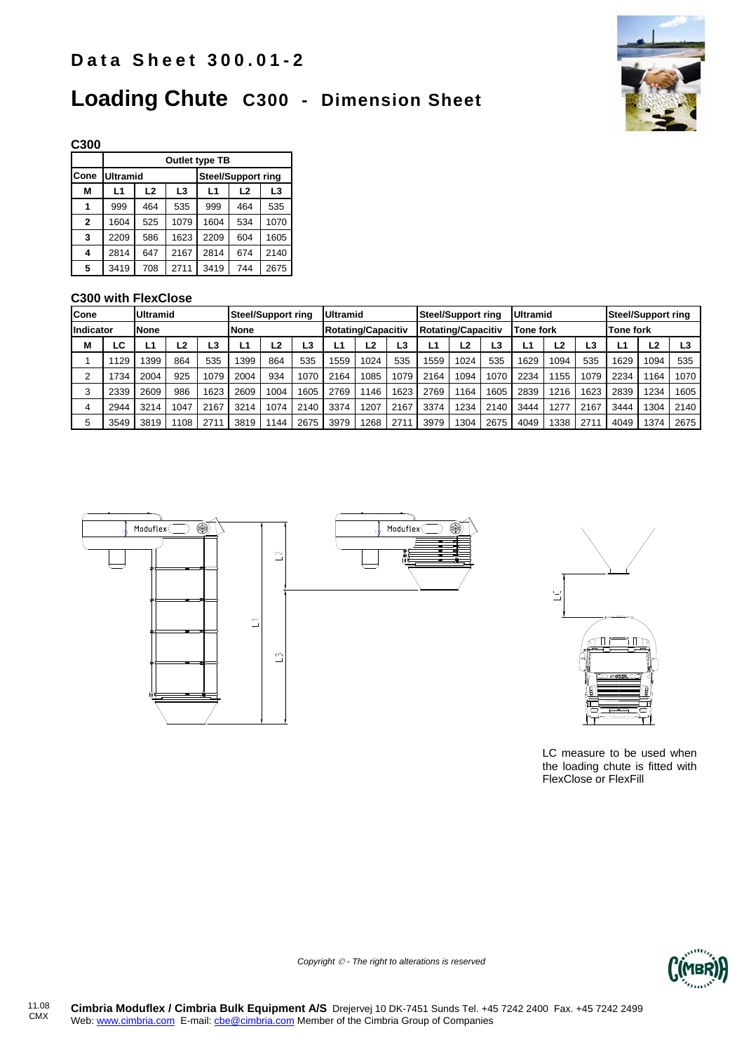# Data Sheet 300.01-2

# Loading Chute C300 - Dimension Sheet

### C300

| Cone | Outlet type TB | | | | | |
|---|---|---|---|---|---|---|
| | Ultramid | | | Steel/Support ring | | |
| M | L1 | L2 | L3 | L1 | L2 | L3 |
| 1 | 999 | 464 | 535 | 999 | 464 | 535 |
| 2 | 1604 | 525 | 1079 | 1604 | 534 | 1070 |
| 3 | 2209 | 586 | 1623 | 2209 | 604 | 1605 |
| 4 | 2814 | 647 | 2167 | 2814 | 674 | 2140 |
| 5 | 3419 | 708 | 2711 | 3419 | 744 | 2675 |

### C300 with FlexClose

| Cone | | Ultramid | | | Steel/Support ring | | | Ultramid | | | Steel/Support ring | | | Ultramid | | | Steel/Support ring | | |
|---|---|---|---|---|---|---|---|---|---|---|---|---|---|---|---|---|---|---|---|
| Indicator | | None | | | None | | | Rotating/Capacitiv | | | Rotating/Capacitiv | | | Tone fork | | | Tone fork | | |
| M | LC | L1 | L2 | L3 | L1 | L2 | L3 | L1 | L2 | L3 | L1 | L2 | L3 | L1 | L2 | L3 | L1 | L2 | L3 |
| 1 | 1129 | 1399 | 864 | 535 | 1399 | 864 | 535 | 1559 | 1024 | 535 | 1559 | 1024 | 535 | 1629 | 1094 | 535 | 1629 | 1094 | 535 |
| 2 | 1734 | 2004 | 925 | 1079 | 2004 | 934 | 1070 | 2164 | 1085 | 1079 | 2164 | 1094 | 1070 | 2234 | 1155 | 1079 | 2234 | 1164 | 1070 |
| 3 | 2339 | 2609 | 986 | 1623 | 2609 | 1004 | 1605 | 2769 | 1146 | 1623 | 2769 | 1164 | 1605 | 2839 | 1216 | 1623 | 2839 | 1234 | 1605 |
| 4 | 2944 | 3214 | 1047 | 2167 | 3214 | 1074 | 2140 | 3374 | 1207 | 2167 | 3374 | 1234 | 2140 | 3444 | 1277 | 2167 | 3444 | 1304 | 2140 |
| 5 | 3549 | 3819 | 1108 | 2711 | 3819 | 1144 | 2675 | 3979 | 1268 | 2711 | 3979 | 1304 | 2675 | 4049 | 1338 | 2711 | 4049 | 1374 | 2675 |

Moduflex

L2

L1

L3

Moduflex

LC

LC measure to be used when the loading chute is fitted with FlexClose or FlexFill

*Copyright © - The right to alterations is reserved*

11.08
CMX

**Cimbria Moduflex / Cimbria Bulk Equipment A/S** Drejervej 10 DK-7451 Sunds Tel. +45 7242 2400 Fax. +45 7242 2499
Web: www.cimbria.com E-mail: cbe@cimbria.com Member of the Cimbria Group of Companies